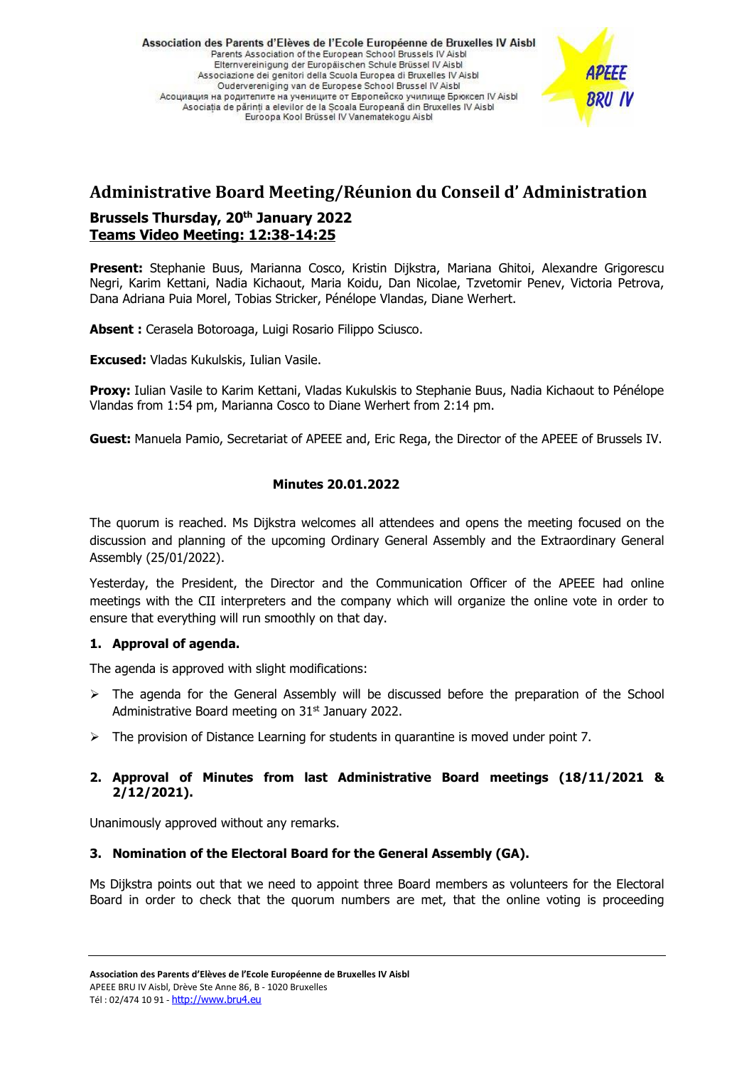Association des Parents d'Elèves de l'Ecole Européenne de Bruxelles IV Aisbl
Parents Association of the European School Brussels IV Aisbl
Elternvereinigung der Europäischen Schule Brüssel IV Aisbl
Associazione dei genitori della Scuola Europea di Bruxelles IV Aisbl
Ouderverenigingvan de Europese School Brussel IV Aisbl
Асоциация на родителите на учениците от Европейско училище Брюксел IV Aisbl
Asociația de părinți a elevilor de la Școala Europeană din Bruxelles IV Aisbl
Euroopa Kool Brüssel IV Vanematekogu Aisbl

# Administrative Board Meeting/Réunion du Conseil d' Administration

**Brussels Thursday, 20th January 2022**
**Teams Video Meeting: 12:38-14:25**

**Present:** Stephanie Buus, Marianna Cosco, Kristin Dijkstra, Mariana Ghitoi, Alexandre Grigorescu Negri, Karim Kettani, Nadia Kichaout, Maria Koidu, Dan Nicolae, Tzvetomir Penev, Victoria Petrova, Dana Adriana Puia Morel, Tobias Stricker, Pénélope Vlandas, Diane Werhert.

**Absent :** Cerasela Botoroaga, Luigi Rosario Filippo Sciusco.

**Excused:** Vladas Kukulskis, Iulian Vasile.

**Proxy:** Iulian Vasile to Karim Kettani, Vladas Kukulskis to Stephanie Buus, Nadia Kichaout to Pénélope Vlandas from 1:54 pm, Marianna Cosco to Diane Werhert from 2:14 pm.

**Guest:** Manuela Pamio, Secretariat of APEEE and, Eric Rega, the Director of the APEEE of Brussels IV.

**Minutes 20.01.2022**

The quorum is reached. Ms Dijkstra welcomes all attendees and opens the meeting focused on the discussion and planning of the upcoming Ordinary General Assembly and the Extraordinary General Assembly (25/01/2022).

Yesterday, the President, the Director and the Communication Officer of the APEEE had online meetings with the CII interpreters and the company which will organize the online vote in order to ensure that everything will run smoothly on that day.

## 1. Approval of agenda.

The agenda is approved with slight modifications:

- The agenda for the General Assembly will be discussed before the preparation of the School Administrative Board meeting on 31st January 2022.
- The provision of Distance Learning for students in quarantine is moved under point 7.

## 2. Approval of Minutes from last Administrative Board meetings (18/11/2021 & 2/12/2021).

Unanimously approved without any remarks.

## 3. Nomination of the Electoral Board for the General Assembly (GA).

Ms Dijkstra points out that we need to appoint three Board members as volunteers for the Electoral Board in order to check that the quorum numbers are met, that the online voting is proceeding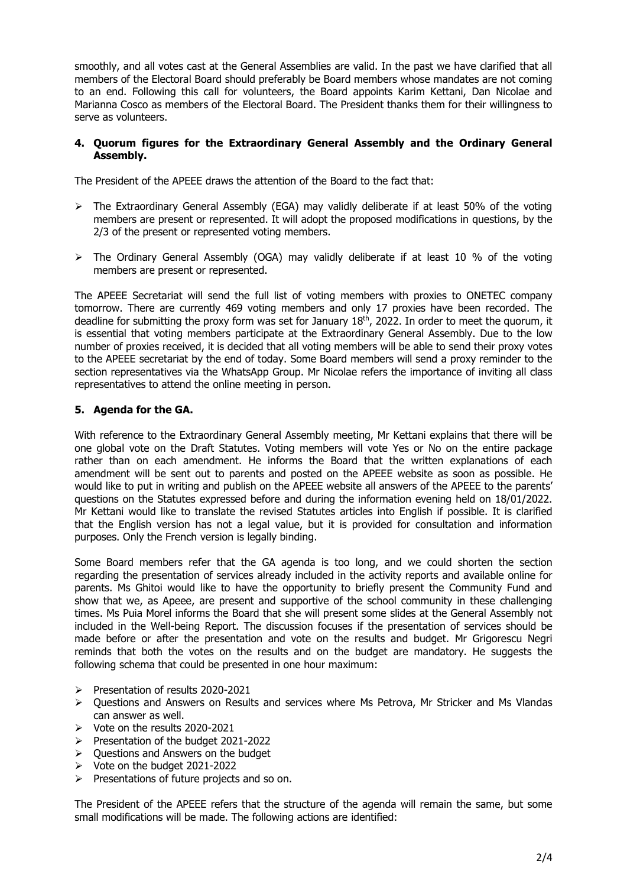smoothly, and all votes cast at the General Assemblies are valid. In the past we have clarified that all members of the Electoral Board should preferably be Board members whose mandates are not coming to an end. Following this call for volunteers, the Board appoints Karim Kettani, Dan Nicolae and Marianna Cosco as members of the Electoral Board. The President thanks them for their willingness to serve as volunteers.

### 4. Quorum figures for the Extraordinary General Assembly and the Ordinary General Assembly.

The President of the APEEE draws the attention of the Board to the fact that:

- The Extraordinary General Assembly (EGA) may validly deliberate if at least 50% of the voting members are present or represented. It will adopt the proposed modifications in questions, by the 2/3 of the present or represented voting members.
- The Ordinary General Assembly (OGA) may validly deliberate if at least 10 % of the voting members are present or represented.

The APEEE Secretariat will send the full list of voting members with proxies to ONETEC company tomorrow. There are currently 469 voting members and only 17 proxies have been recorded. The deadline for submitting the proxy form was set for January 18th, 2022. In order to meet the quorum, it is essential that voting members participate at the Extraordinary General Assembly. Due to the low number of proxies received, it is decided that all voting members will be able to send their proxy votes to the APEEE secretariat by the end of today. Some Board members will send a proxy reminder to the section representatives via the WhatsApp Group. Mr Nicolae refers the importance of inviting all class representatives to attend the online meeting in person.

### 5. Agenda for the GA.

With reference to the Extraordinary General Assembly meeting, Mr Kettani explains that there will be one global vote on the Draft Statutes. Voting members will vote Yes or No on the entire package rather than on each amendment. He informs the Board that the written explanations of each amendment will be sent out to parents and posted on the APEEE website as soon as possible. He would like to put in writing and publish on the APEEE website all answers of the APEEE to the parents' questions on the Statutes expressed before and during the information evening held on 18/01/2022. Mr Kettani would like to translate the revised Statutes articles into English if possible. It is clarified that the English version has not a legal value, but it is provided for consultation and information purposes. Only the French version is legally binding.

Some Board members refer that the GA agenda is too long, and we could shorten the section regarding the presentation of services already included in the activity reports and available online for parents. Ms Ghitoi would like to have the opportunity to briefly present the Community Fund and show that we, as Apeee, are present and supportive of the school community in these challenging times. Ms Puia Morel informs the Board that she will present some slides at the General Assembly not included in the Well-being Report. The discussion focuses if the presentation of services should be made before or after the presentation and vote on the results and budget. Mr Grigorescu Negri reminds that both the votes on the results and on the budget are mandatory. He suggests the following schema that could be presented in one hour maximum:

- Presentation of results 2020-2021
- Questions and Answers on Results and services where Ms Petrova, Mr Stricker and Ms Vlandas can answer as well.
- Vote on the results 2020-2021
- Presentation of the budget 2021-2022
- Questions and Answers on the budget
- Vote on the budget 2021-2022
- Presentations of future projects and so on.

The President of the APEEE refers that the structure of the agenda will remain the same, but some small modifications will be made. The following actions are identified: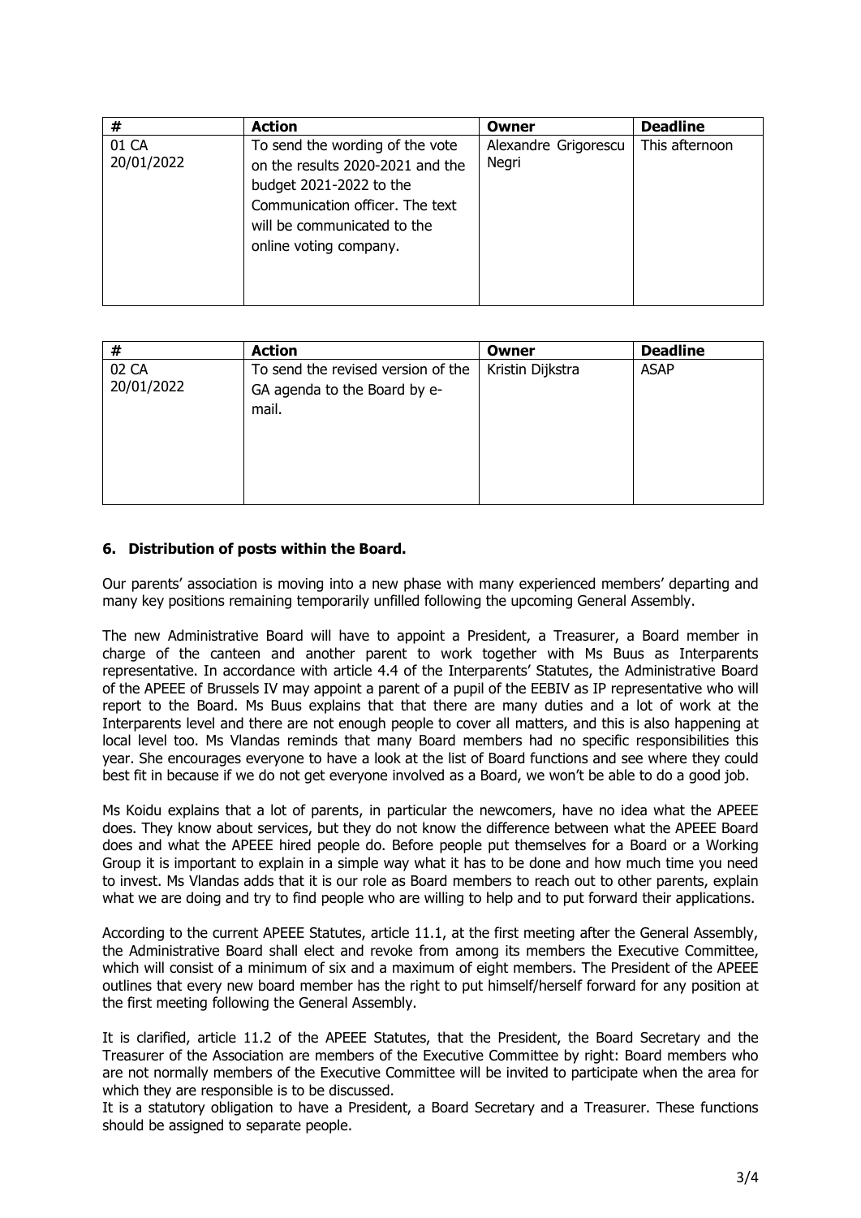| # | Action | Owner | Deadline |
|---|---|---|---|
| 01 CA 20/01/2022 | To send the wording of the vote on the results 2020-2021 and the budget 2021-2022 to the Communication officer. The text will be communicated to the online voting company. | Alexandre Grigorescu Negri | This afternoon |

| # | Action | Owner | Deadline |
|---|---|---|---|
| 02 CA 20/01/2022 | To send the revised version of the GA agenda to the Board by e-mail. | Kristin Dijkstra | ASAP |

### 6. Distribution of posts within the Board.

Our parents' association is moving into a new phase with many experienced members' departing and many key positions remaining temporarily unfilled following the upcoming General Assembly.

The new Administrative Board will have to appoint a President, a Treasurer, a Board member in charge of the canteen and another parent to work together with Ms Buus as Interparents representative. In accordance with article 4.4 of the Interparents' Statutes, the Administrative Board of the APEEE of Brussels IV may appoint a parent of a pupil of the EEBIV as IP representative who will report to the Board. Ms Buus explains that that there are many duties and a lot of work at the Interparents level and there are not enough people to cover all matters, and this is also happening at local level too. Ms Vlandas reminds that many Board members had no specific responsibilities this year. She encourages everyone to have a look at the list of Board functions and see where they could best fit in because if we do not get everyone involved as a Board, we won't be able to do a good job.

Ms Koidu explains that a lot of parents, in particular the newcomers, have no idea what the APEEE does. They know about services, but they do not know the difference between what the APEEE Board does and what the APEEE hired people do. Before people put themselves for a Board or a Working Group it is important to explain in a simple way what it has to be done and how much time you need to invest. Ms Vlandas adds that it is our role as Board members to reach out to other parents, explain what we are doing and try to find people who are willing to help and to put forward their applications.

According to the current APEEE Statutes, article 11.1, at the first meeting after the General Assembly, the Administrative Board shall elect and revoke from among its members the Executive Committee, which will consist of a minimum of six and a maximum of eight members. The President of the APEEE outlines that every new board member has the right to put himself/herself forward for any position at the first meeting following the General Assembly.

It is clarified, article 11.2 of the APEEE Statutes, that the President, the Board Secretary and the Treasurer of the Association are members of the Executive Committee by right: Board members who are not normally members of the Executive Committee will be invited to participate when the area for which they are responsible is to be discussed.

It is a statutory obligation to have a President, a Board Secretary and a Treasurer. These functions should be assigned to separate people.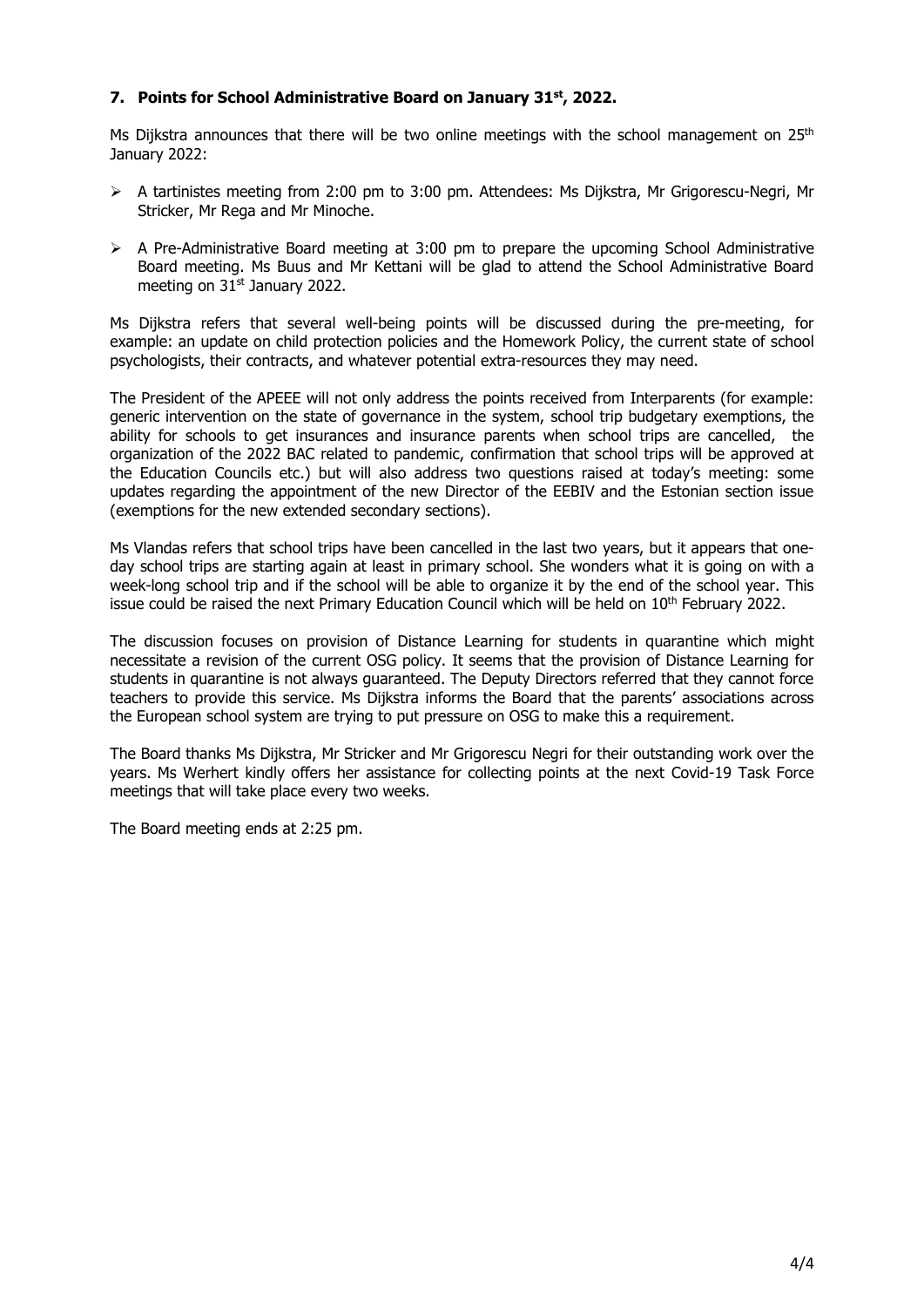### 7. Points for School Administrative Board on January 31st, 2022.

Ms Dijkstra announces that there will be two online meetings with the school management on 25th January 2022:

- A tartinistes meeting from 2:00 pm to 3:00 pm. Attendees: Ms Dijkstra, Mr Grigorescu-Negri, Mr Stricker, Mr Rega and Mr Minoche.
- A Pre-Administrative Board meeting at 3:00 pm to prepare the upcoming School Administrative Board meeting. Ms Buus and Mr Kettani will be glad to attend the School Administrative Board meeting on 31st January 2022.

Ms Dijkstra refers that several well-being points will be discussed during the pre-meeting, for example: an update on child protection policies and the Homework Policy, the current state of school psychologists, their contracts, and whatever potential extra-resources they may need.

The President of the APEEE will not only address the points received from Interparents (for example: generic intervention on the state of governance in the system, school trip budgetary exemptions, the ability for schools to get insurances and insurance parents when school trips are cancelled, the organization of the 2022 BAC related to pandemic, confirmation that school trips will be approved at the Education Councils etc.) but will also address two questions raised at today's meeting: some updates regarding the appointment of the new Director of the EEBIV and the Estonian section issue (exemptions for the new extended secondary sections).

Ms Vlandas refers that school trips have been cancelled in the last two years, but it appears that one-day school trips are starting again at least in primary school. She wonders what it is going on with a week-long school trip and if the school will be able to organize it by the end of the school year. This issue could be raised the next Primary Education Council which will be held on 10th February 2022.

The discussion focuses on provision of Distance Learning for students in quarantine which might necessitate a revision of the current OSG policy. It seems that the provision of Distance Learning for students in quarantine is not always guaranteed. The Deputy Directors referred that they cannot force teachers to provide this service. Ms Dijkstra informs the Board that the parents' associations across the European school system are trying to put pressure on OSG to make this a requirement.

The Board thanks Ms Dijkstra, Mr Stricker and Mr Grigorescu Negri for their outstanding work over the years. Ms Werhert kindly offers her assistance for collecting points at the next Covid-19 Task Force meetings that will take place every two weeks.

The Board meeting ends at 2:25 pm.